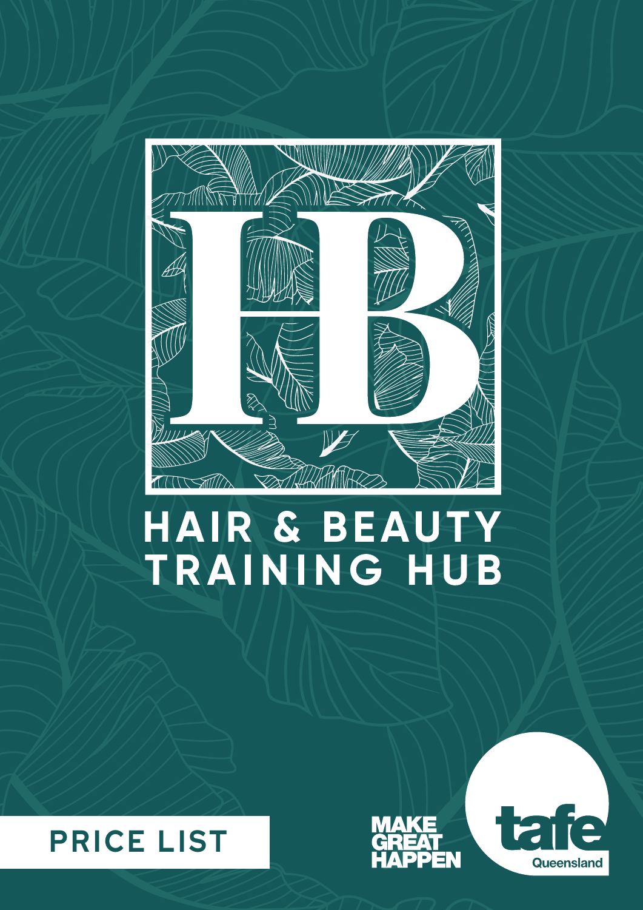# HAIR & BEAUTY TRAINING HUB

## PRICE LIST

MAKE GREAT HAPPEN

tafe Queensland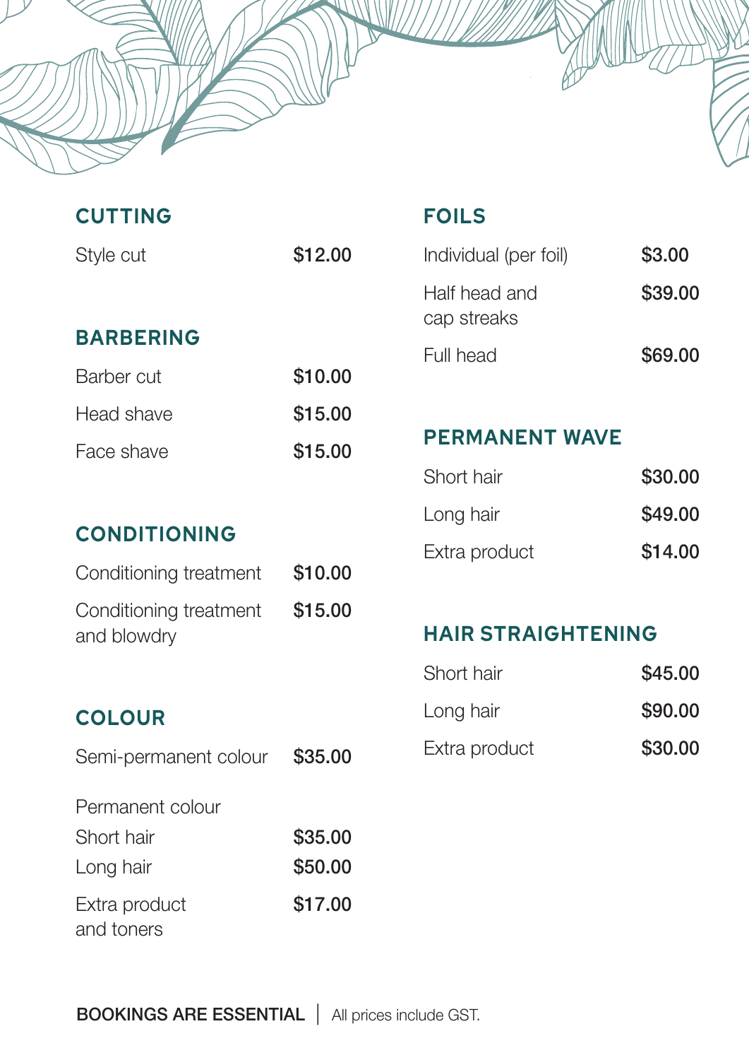## CUTTING

| Service | Price |
| --- | --- |
| Style cut | $12.00 |

## BARBERING

| Service | Price |
| --- | --- |
| Barber cut | $10.00 |
| Head shave | $15.00 |
| Face shave | $15.00 |

## CONDITIONING

| Service | Price |
| --- | --- |
| Conditioning treatment | $10.00 |
| Conditioning treatment and blowdry | $15.00 |

## COLOUR

| Service | Price |
| --- | --- |
| Semi-permanent colour | $35.00 |
| **Permanent colour** | |
| Short hair | $35.00 |
| Long hair | $50.00 |
| Extra product and toners | $17.00 |

## FOILS

| Service | Price |
| --- | --- |
| Individual (per foil) | $3.00 |
| Half head and cap streaks | $39.00 |
| Full head | $69.00 |

## PERMANENT WAVE

| Service | Price |
| --- | --- |
| Short hair | $30.00 |
| Long hair | $49.00 |
| Extra product | $14.00 |

## HAIR STRAIGHTENING

| Service | Price |
| --- | --- |
| Short hair | $45.00 |
| Long hair | $90.00 |
| Extra product | $30.00 |

BOOKINGS ARE ESSENTIAL | All prices include GST.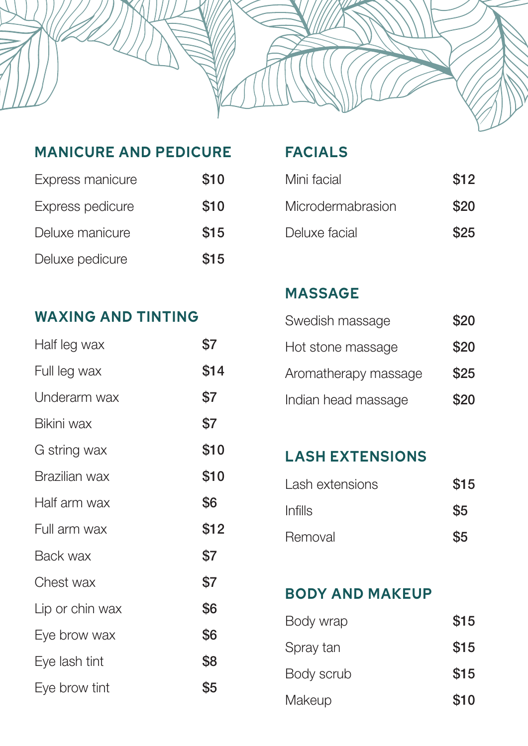## MANICURE AND PEDICURE

| | |
|---|---|
| Express manicure | $10 |
| Express pedicure | $10 |
| Deluxe manicure | $15 |
| Deluxe pedicure | $15 |

## WAXING AND TINTING

| | |
|---|---|
| Half leg wax | $7 |
| Full leg wax | $14 |
| Underarm wax | $7 |
| Bikini wax | $7 |
| G string wax | $10 |
| Brazilian wax | $10 |
| Half arm wax | $6 |
| Full arm wax | $12 |
| Back wax | $7 |
| Chest wax | $7 |
| Lip or chin wax | $6 |
| Eye brow wax | $6 |
| Eye lash tint | $8 |
| Eye brow tint | $5 |

## FACIALS

| | |
|---|---|
| Mini facial | $12 |
| Microdermabrasion | $20 |
| Deluxe facial | $25 |

## MASSAGE

| | |
|---|---|
| Swedish massage | $20 |
| Hot stone massage | $20 |
| Aromatherapy massage | $25 |
| Indian head massage | $20 |

## LASH EXTENSIONS

| | |
|---|---|
| Lash extensions | $15 |
| Infills | $5 |
| Removal | $5 |

## BODY AND MAKEUP

| | |
|---|---|
| Body wrap | $15 |
| Spray tan | $15 |
| Body scrub | $15 |
| Makeup | $10 |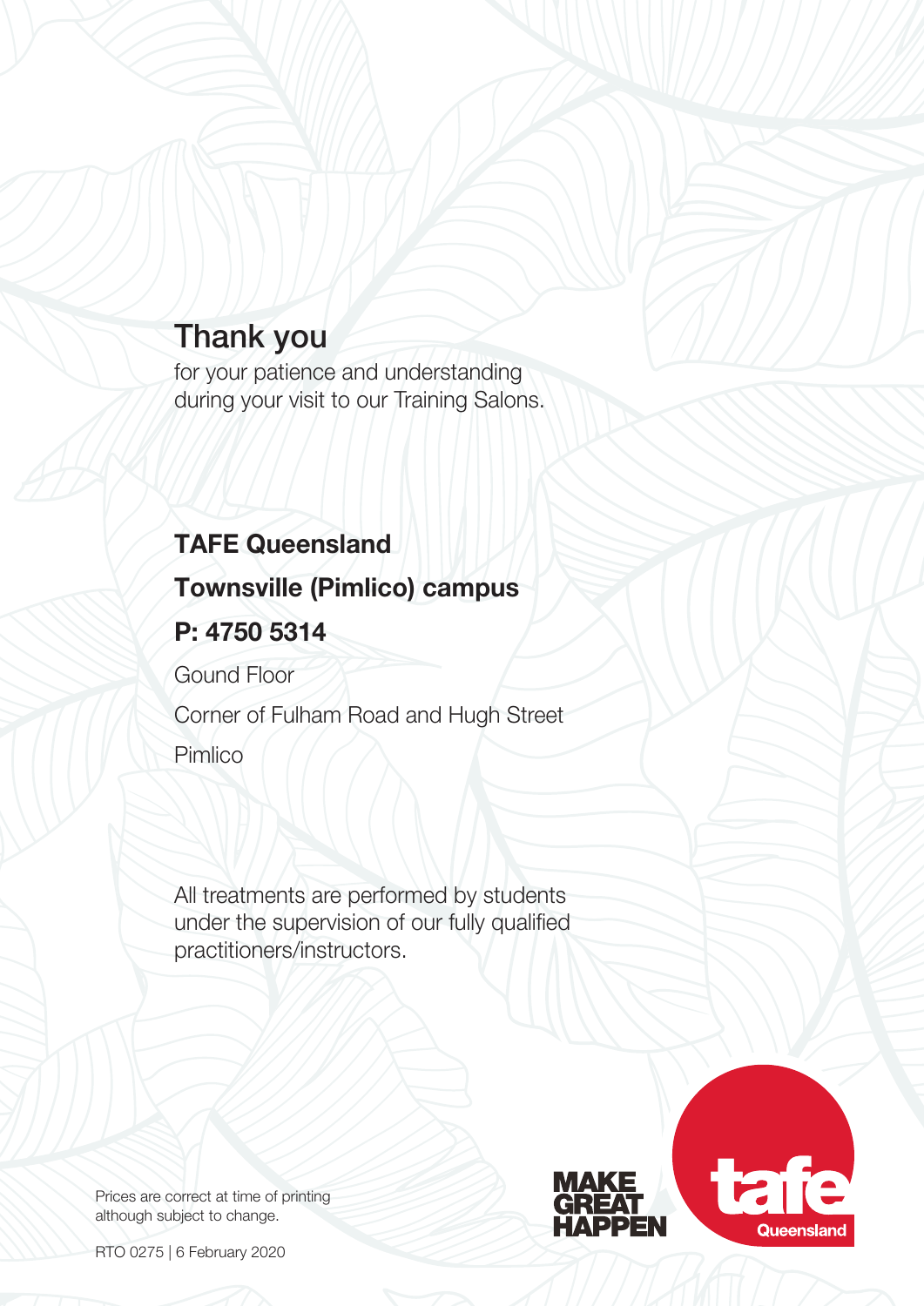## Thank you

for your patience and understanding during your visit to our Training Salons.

**TAFE Queensland**

**Townsville (Pimlico) campus**

**P: 4750 5314**

Gound Floor

Corner of Fulham Road and Hugh Street

Pimlico

All treatments are performed by students under the supervision of our fully qualified practitioners/instructors.

Prices are correct at time of printing although subject to change.

RTO 0275 | 6 February 2020

MAKE GREAT HAPPEN

tafe Queensland